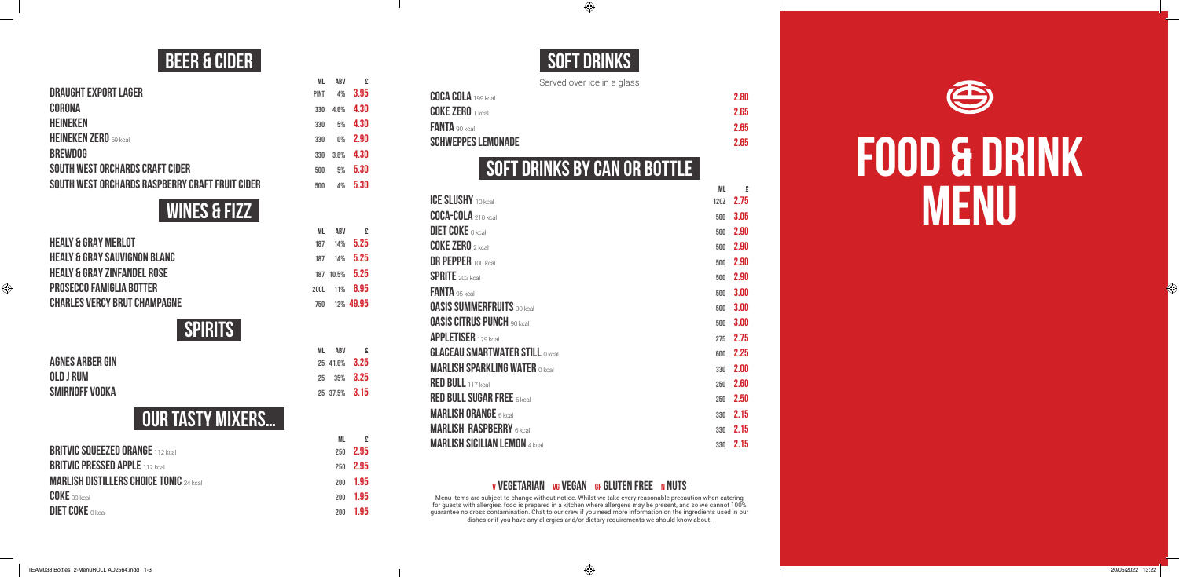# FOOD & DRINK MENU

## BEER & CIDER

| | ML | ABV | £ |
|---|---|---|---|
| DRAUGHT EXPORT LAGER | PINT | 4% | 3.95 |
| CORONA | 330 | 4.6% | 4.30 |
| HEINEKEN | 330 | 5% | 4.30 |
| HEINEKEN ZERO 69 kcal | 330 | 0% | 2.90 |
| BREWDOG | 330 | 3.8% | 4.30 |
| SOUTH WEST ORCHARDS CRAFT CIDER | 500 | 5% | 5.30 |
| SOUTH WEST ORCHARDS RASPBERRY CRAFT FRUIT CIDER | 500 | 4% | 5.30 |

## WINES & FIZZ

| | ML | ABV | £ |
|---|---|---|---|
| HEALY & GRAY MERLOT | 187 | 14% | 5.25 |
| HEALY & GRAY SAUVIGNON BLANC | 187 | 14% | 5.25 |
| HEALY & GRAY ZINFANDEL ROSE | 187 | 10.5% | 5.25 |
| PROSECCO FAMIGLIA BOTTER | 20CL | 11% | 6.95 |
| CHARLES VERCY BRUT CHAMPAGNE | 750 | 12% | 49.95 |

## SPIRITS

| | ML | ABV | £ |
|---|---|---|---|
| AGNES ARBER GIN | 25 | 41.6% | 3.25 |
| OLD J RUM | 25 | 35% | 3.25 |
| SMIRNOFF VODKA | 25 | 37.5% | 3.15 |

## OUR TASTY MIXERS...

| | ML | £ |
|---|---|---|
| BRITVIC SQUEEZED ORANGE 112 kcal | 250 | 2.95 |
| BRITVIC PRESSED APPLE 112 kcal | 250 | 2.95 |
| MARLISH DISTILLERS CHOICE TONIC 24 kcal | 200 | 1.95 |
| COKE 99 kcal | 200 | 1.95 |
| DIET COKE 0 kcal | 200 | 1.95 |

## SOFT DRINKS

Served over ice in a glass

| | £ |
|---|---|
| COCA COLA 199 kcal | 2.80 |
| COKE ZERO 1 kcal | 2.65 |
| FANTA 90 kcal | 2.65 |
| SCHWEPPES LEMONADE | 2.65 |

## SOFT DRINKS BY CAN OR BOTTLE

| | ML | £ |
|---|---|---|
| ICE SLUSHY 10 kcal | 12OZ | 2.75 |
| COCA-COLA 210 kcal | 500 | 3.05 |
| DIET COKE 0 kcal | 500 | 2.90 |
| COKE ZERO 2 kcal | 500 | 2.90 |
| DR PEPPER 100 kcal | 500 | 2.90 |
| SPRITE 203 kcal | 500 | 2.90 |
| FANTA 95 kcal | 500 | 3.00 |
| OASIS SUMMERFRUITS 90 kcal | 500 | 3.00 |
| OASIS CITRUS PUNCH 90 kcal | 500 | 3.00 |
| APPLETISER 129 kcal | 275 | 2.75 |
| GLACEAU SMARTWATER STILL 0 kcal | 600 | 2.25 |
| MARLISH SPARKLING WATER 0 kcal | 330 | 2.00 |
| RED BULL 117 kcal | 250 | 2.60 |
| RED BULL SUGAR FREE 6 kcal | 250 | 2.50 |
| MARLISH ORANGE 6 kcal | 330 | 2.15 |
| MARLISH RASPBERRY 6 kcal | 330 | 2.15 |
| MARLISH SICILIAN LEMON 4 kcal | 330 | 2.15 |

**V VEGETARIAN VG VEGAN GF GLUTEN FREE N NUTS**

Menu items are subject to change without notice. Whilst we take every reasonable precaution when catering for guests with allergies, food is prepared in a kitchen where allergens may be present, and so we cannot 100% guarantee no cross contamination. Chat to our crew if you need more information on the ingredients used in our dishes or if you have any allergies and/or dietary requirements we should know about.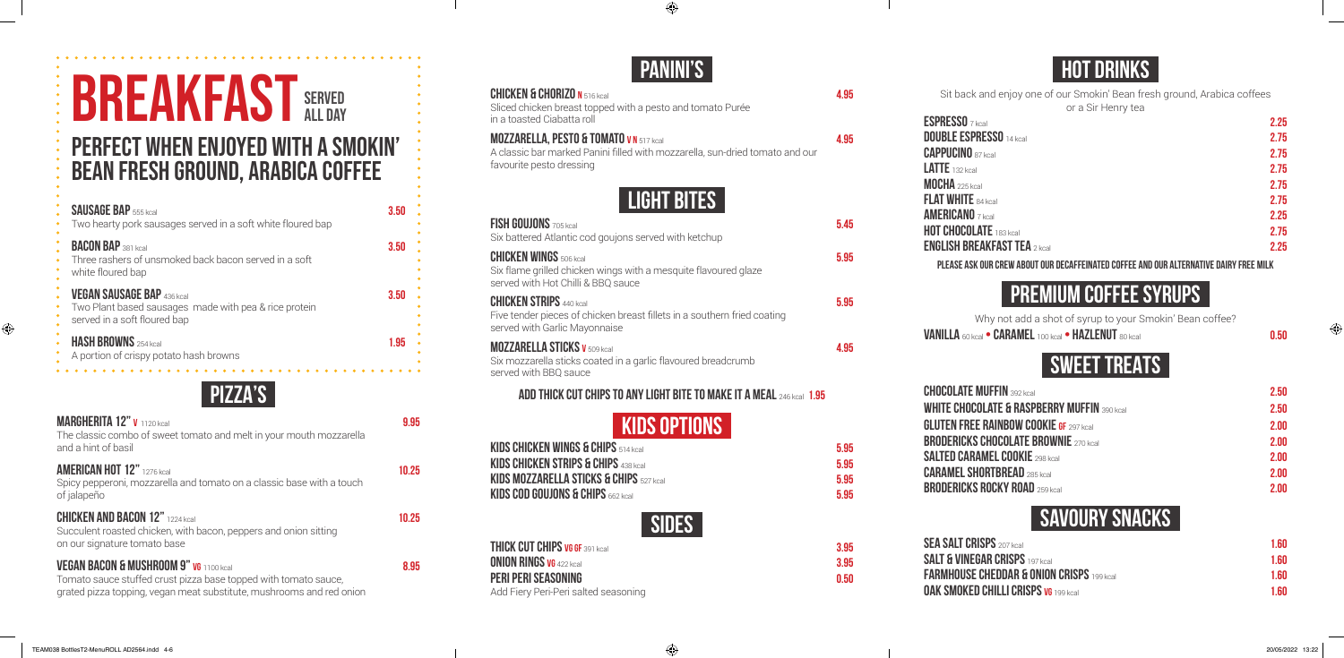# BREAKFAST SERVED ALL DAY

## PERFECT WHEN ENJOYED WITH A SMOKIN' BEAN FRESH GROUND, ARABICA COFFEE

**SAUSAGE BAP** 555 kcal — **3.50**
Two hearty pork sausages served in a soft white floured bap

**BACON BAP** 381 kcal — **3.50**
Three rashers of unsmoked back bacon served in a soft white floured bap

**VEGAN SAUSAGE BAP** 436 kcal — **3.50**
Two Plant based sausages made with pea & rice protein served in a soft floured bap

**HASH BROWNS** 254 kcal — **1.95**
A portion of crispy potato hash browns

## PIZZA'S

**MARGHERITA 12" V** 1120 kcal — **9.95**
The classic combo of sweet tomato and melt in your mouth mozzarella and a hint of basil

**AMERICAN HOT 12"** 1276 kcal — **10.25**
Spicy pepperoni, mozzarella and tomato on a classic base with a touch of jalapeño

**CHICKEN AND BACON 12"** 1224 kcal — **10.25**
Succulent roasted chicken, with bacon, peppers and onion sitting on our signature tomato base

**VEGAN BACON & MUSHROOM 9" VG** 1100 kcal — **8.95**
Tomato sauce stuffed crust pizza base topped with tomato sauce, grated pizza topping, vegan meat substitute, mushrooms and red onion

## PANINI'S

**CHICKEN & CHORIZO N** 516 kcal — **4.95**
Sliced chicken breast topped with a pesto and tomato Purée in a toasted Ciabatta roll

**MOZZARELLA, PESTO & TOMATO V N** 517 kcal — **4.95**
A classic bar marked Panini filled with mozzarella, sun-dried tomato and our favourite pesto dressing

## LIGHT BITES

**FISH GOUJONS** 705 kcal — **5.45**
Six battered Atlantic cod goujons served with ketchup

**CHICKEN WINGS** 506 kcal — **5.95**
Six flame grilled chicken wings with a mesquite flavoured glaze served with Hot Chilli & BBQ sauce

**CHICKEN STRIPS** 440 kcal — **5.95**
Five tender pieces of chicken breast fillets in a southern fried coating served with Garlic Mayonnaise

**MOZZARELLA STICKS V** 509 kcal — **4.95**
Six mozzarella sticks coated in a garlic flavoured breadcrumb served with BBQ sauce

**ADD THICK CUT CHIPS TO ANY LIGHT BITE TO MAKE IT A MEAL** 246 kcal **1.95**

## KIDS OPTIONS

| | |
|---|---|
| **KIDS CHICKEN WINGS & CHIPS** 514 kcal | **5.95** |
| **KIDS CHICKEN STRIPS & CHIPS** 438 kcal | **5.95** |
| **KIDS MOZZARELLA STICKS & CHIPS** 527 kcal | **5.95** |
| **KIDS COD GOUJONS & CHIPS** 662 kcal | **5.95** |

## SIDES

| | |
|---|---|
| **THICK CUT CHIPS VG GF** 391 kcal | **3.95** |
| **ONION RINGS VG** 422 kcal | **3.95** |
| **PERI PERI SEASONING** | **0.50** |

Add Fiery Peri-Peri salted seasoning

## HOT DRINKS

Sit back and enjoy one of our Smokin' Bean fresh ground, Arabica coffees or a Sir Henry tea

| | |
|---|---|
| **ESPRESSO** 7 kcal | **2.25** |
| **DOUBLE ESPRESSO** 14 kcal | **2.75** |
| **CAPPUCINO** 87 kcal | **2.75** |
| **LATTE** 132 kcal | **2.75** |
| **MOCHA** 225 kcal | **2.75** |
| **FLAT WHITE** 84 kcal | **2.75** |
| **AMERICANO** 7 kcal | **2.25** |
| **HOT CHOCOLATE** 183 kcal | **2.75** |
| **ENGLISH BREAKFAST TEA** 2 kcal | **2.25** |

**PLEASE ASK OUR CREW ABOUT OUR DECAFFEINATED COFFEE AND OUR ALTERNATIVE DAIRY FREE MILK**

## PREMIUM COFFEE SYRUPS

Why not add a shot of syrup to your Smokin' Bean coffee?

**VANILLA** 60 kcal • **CARAMEL** 100 kcal • **HAZLENUT** 80 kcal — **0.50**

## SWEET TREATS

| | |
|---|---|
| **CHOCOLATE MUFFIN** 392 kcal | **2.50** |
| **WHITE CHOCOLATE & RASPBERRY MUFFIN** 390 kcal | **2.50** |
| **GLUTEN FREE RAINBOW COOKIE GF** 297 kcal | **2.00** |
| **BRODERICKS CHOCOLATE BROWNIE** 270 kcal | **2.00** |
| **SALTED CARAMEL COOKIE** 298 kcal | **2.00** |
| **CARAMEL SHORTBREAD** 285 kcal | **2.00** |
| **BRODERICKS ROCKY ROAD** 259 kcal | **2.00** |

## SAVOURY SNACKS

| | |
|---|---|
| **SEA SALT CRISPS** 207 kcal | **1.60** |
| **SALT & VINEGAR CRISPS** 197 kcal | **1.60** |
| **FARMHOUSE CHEDDAR & ONION CRISPS** 199 kcal | **1.60** |
| **OAK SMOKED CHILLI CRISPS VG** 199 kcal | **1.60** |